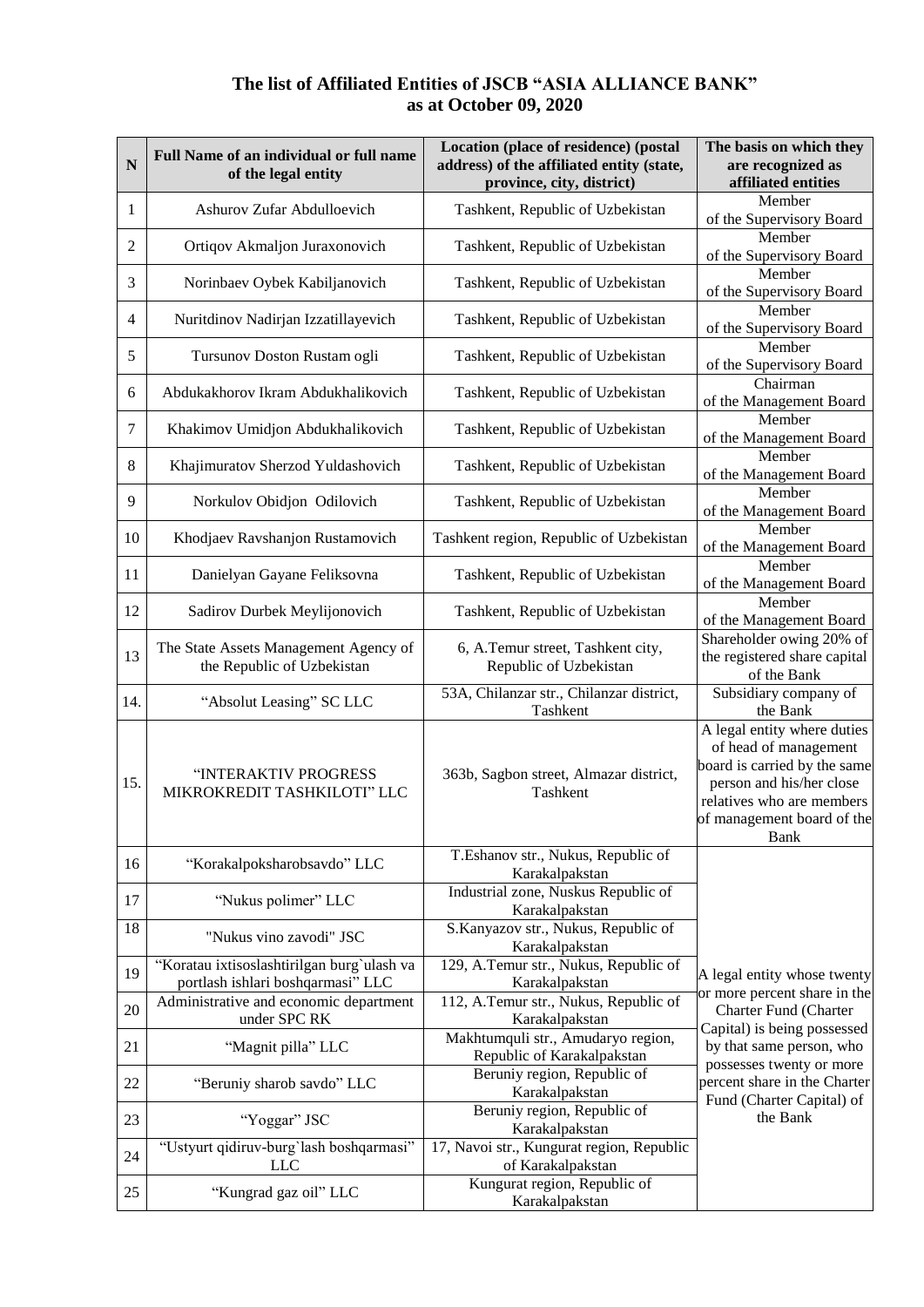# The list of Affiliated Entities of JSCB "ASIA ALLIANCE BANK" as at October 09, 2020

| N | Full Name of an individual or full name of the legal entity | Location (place of residence) (postal address) of the affiliated entity (state, province, city, district) | The basis on which they are recognized as affiliated entities |
|---|---|---|---|
| 1 | Ashurov Zufar Abdulloevich | Tashkent, Republic of Uzbekistan | Member of the Supervisory Board |
| 2 | Ortiqov Akmaljon Juraxonovich | Tashkent, Republic of Uzbekistan | Member of the Supervisory Board |
| 3 | Norinbaev Oybek Kabiljanovich | Tashkent, Republic of Uzbekistan | Member of the Supervisory Board |
| 4 | Nuritdinov Nadirjan Izzatillayevich | Tashkent, Republic of Uzbekistan | Member of the Supervisory Board |
| 5 | Tursunov Doston Rustam ogli | Tashkent, Republic of Uzbekistan | Member of the Supervisory Board |
| 6 | Abdukakhorov Ikram Abdukhalikovich | Tashkent, Republic of Uzbekistan | Chairman of the Management Board |
| 7 | Khakimov Umidjon Abdukhalikovich | Tashkent, Republic of Uzbekistan | Member of the Management Board |
| 8 | Khajimuratov Sherzod Yuldashovich | Tashkent, Republic of Uzbekistan | Member of the Management Board |
| 9 | Norkulov Obidjon Odilovich | Tashkent, Republic of Uzbekistan | Member of the Management Board |
| 10 | Khodjaev Ravshanjon Rustamovich | Tashkent region, Republic of Uzbekistan | Member of the Management Board |
| 11 | Danielyan Gayane Feliksovna | Tashkent, Republic of Uzbekistan | Member of the Management Board |
| 12 | Sadirov Durbek Meylijonovich | Tashkent, Republic of Uzbekistan | Member of the Management Board |
| 13 | The State Assets Management Agency of the Republic of Uzbekistan | 6, A.Temur street, Tashkent city, Republic of Uzbekistan | Shareholder owing 20% of the registered share capital of the Bank |
| 14. | "Absolut Leasing" SC LLC | 53A, Chilanzar str., Chilanzar district, Tashkent | Subsidiary company of the Bank |
| 15. | "INTERAKTIV PROGRESS MIKROKREDIT TASHKILOTI" LLC | 363b, Sagbon street, Almazar district, Tashkent | A legal entity where duties of head of management board is carried by the same person and his/her close relatives who are members of management board of the Bank |
| 16 | "Korakalpoksharobsavdo" LLC | T.Eshanov str., Nukus, Republic of Karakalpakstan | A legal entity whose twenty or more percent share in the Charter Fund (Charter Capital) is being possessed by that same person, who possesses twenty or more percent share in the Charter Fund (Charter Capital) of the Bank |
| 17 | "Nukus polimer" LLC | Industrial zone, Nuskus Republic of Karakalpakstan | |
| 18 | "Nukus vino zavodi" JSC | S.Kanyazov str., Nukus, Republic of Karakalpakstan | |
| 19 | "Koratau ixtisoslashtirilgan burg`ulash va portlash ishlari boshqarmasi" LLC | 129, A.Temur str., Nukus, Republic of Karakalpakstan | |
| 20 | Administrative and economic department under SPC RK | 112, A.Temur str., Nukus, Republic of Karakalpakstan | |
| 21 | "Magnit pilla" LLC | Makhtumquli str., Amudaryo region, Republic of Karakalpakstan | |
| 22 | "Beruniy sharob savdo" LLC | Beruniy region, Republic of Karakalpakstan | |
| 23 | "Yoggar" JSC | Beruniy region, Republic of Karakalpakstan | |
| 24 | "Ustyurt qidiruv-burg`lash boshqarmasi" LLC | 17, Navoi str., Kungurat region, Republic of Karakalpakstan | |
| 25 | "Kungrad gaz oil" LLC | Kungurat region, Republic of Karakalpakstan | |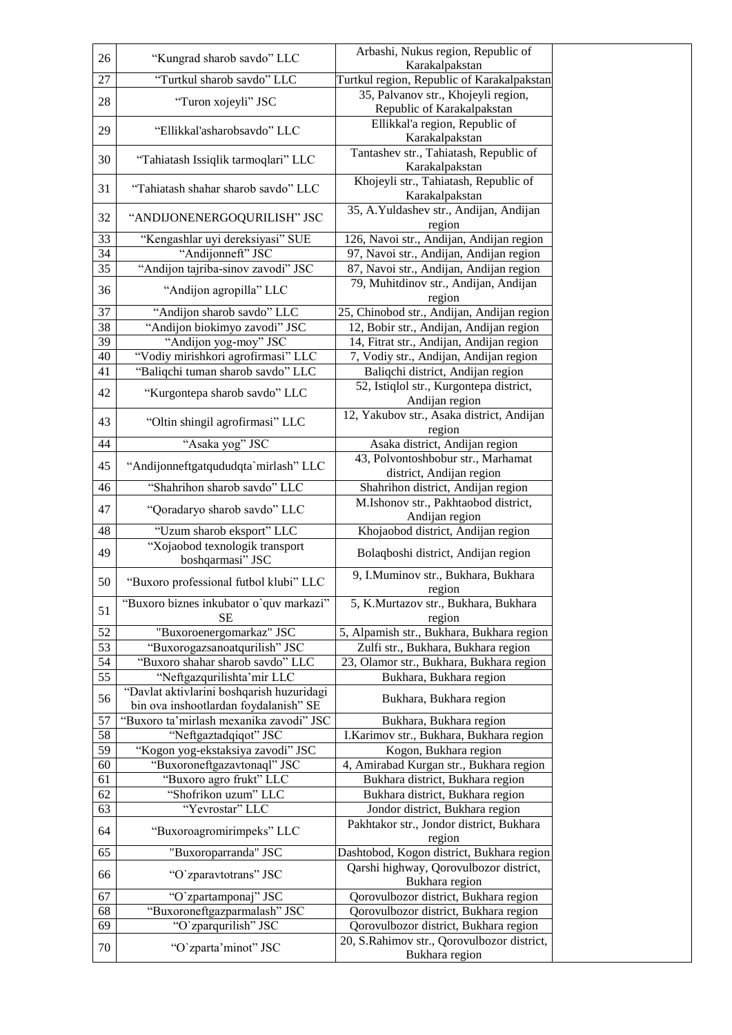| 26 | "Kungrad sharob savdo" LLC | Arbashi, Nukus region, Republic of Karakalpakstan | |
|---|---|---|---|
| 27 | "Turtkul sharob savdo" LLC | Turtkul region, Republic of Karakalpakstan | |
| 28 | "Turon xojeyli" JSC | 35, Palvanov str., Khojeyli region, Republic of Karakalpakstan | |
| 29 | "Ellikkal'asharobsavdo" LLC | Ellikkal'a region, Republic of Karakalpakstan | |
| 30 | "Tahiatash Issiqlik tarmoqlari" LLC | Tantashev str., Tahiatash, Republic of Karakalpakstan | |
| 31 | "Tahiatash shahar sharob savdo" LLC | Khojeyli str., Tahiatash, Republic of Karakalpakstan | |
| 32 | "ANDIJONENERGOQURILISH" JSC | 35, A.Yuldashev str., Andijan, Andijan region | |
| 33 | "Kengashlar uyi dereksiyasi" SUE | 126, Navoi str., Andijan, Andijan region | |
| 34 | "Andijonneft" JSC | 97, Navoi str., Andijan, Andijan region | |
| 35 | "Andijon tajriba-sinov zavodi" JSC | 87, Navoi str., Andijan, Andijan region | |
| 36 | "Andijon agropilla" LLC | 79, Muhitdinov str., Andijan, Andijan region | |
| 37 | "Andijon sharob savdo" LLC | 25, Chinobod str., Andijan, Andijan region | |
| 38 | "Andijon biokimyo zavodi" JSC | 12, Bobir str., Andijan, Andijan region | |
| 39 | "Andijon yog-moy" JSC | 14, Fitrat str., Andijan, Andijan region | |
| 40 | "Vodiy mirishkori agrofirmasi" LLC | 7, Vodiy str., Andijan, Andijan region | |
| 41 | "Baliqchi tuman sharob savdo" LLC | Baliqchi district, Andijan region | |
| 42 | "Kurgontepa sharob savdo" LLC | 52, Istiqlol str., Kurgontepa district, Andijan region | |
| 43 | "Oltin shingil agrofirmasi" LLC | 12, Yakubov str., Asaka district, Andijan region | |
| 44 | "Asaka yog" JSC | Asaka district, Andijan region | |
| 45 | "Andijonneftgatqududqta`mirlash" LLC | 43, Polvontoshbobur str., Marhamat district, Andijan region | |
| 46 | "Shahrihon sharob savdo" LLC | Shahrihon district, Andijan region | |
| 47 | "Qoradaryo sharob savdo" LLC | M.Ishonov str., Pakhtaobod district, Andijan region | |
| 48 | "Uzum sharob eksport" LLC | Khojaobod district, Andijan region | |
| 49 | "Xojaobod texnologik transport boshqarmasi" JSC | Bolaqboshi district, Andijan region | |
| 50 | "Buxoro professional futbol klubi" LLC | 9, I.Muminov str., Bukhara, Bukhara region | |
| 51 | "Buxoro biznes inkubator o`quv markazi" SE | 5, K.Murtazov str., Bukhara, Bukhara region | |
| 52 | "Buxoroenergomarkaz" JSC | 5, Alpamish str., Bukhara, Bukhara region | |
| 53 | "Buxorogazsanoatqurilish" JSC | Zulfi str., Bukhara, Bukhara region | |
| 54 | "Buxoro shahar sharob savdo" LLC | 23, Olamor str., Bukhara, Bukhara region | |
| 55 | "Neftgazqurilishta'mir LLC | Bukhara, Bukhara region | |
| 56 | "Davlat aktivlarini boshqarish huzuridagi bin ova inshootlardan foydalanish" SE | Bukhara, Bukhara region | |
| 57 | "Buxoro ta'mirlash mexanika zavodi" JSC | Bukhara, Bukhara region | |
| 58 | "Neftgaztadqiqot" JSC | I.Karimov str., Bukhara, Bukhara region | |
| 59 | "Kogon yog-ekstaksiya zavodi" JSC | Kogon, Bukhara region | |
| 60 | "Buxoroneftgazavtonaql" JSC | 4, Amirabad Kurgan str., Bukhara region | |
| 61 | "Buxoro agro frukt" LLC | Bukhara district, Bukhara region | |
| 62 | "Shofrikon uzum" LLC | Bukhara district, Bukhara region | |
| 63 | "Yevrostar" LLC | Jondor district, Bukhara region | |
| 64 | "Buxoroagromirimpeks" LLC | Pakhtakor str., Jondor district, Bukhara region | |
| 65 | "Buxoroparranda" JSC | Dashtobod, Kogon district, Bukhara region | |
| 66 | "O`zparavtotrans" JSC | Qarshi highway, Qorovulbozor district, Bukhara region | |
| 67 | "O`zpartamponaj" JSC | Qorovulbozor district, Bukhara region | |
| 68 | "Buxoroneftgazparmalash" JSC | Qorovulbozor district, Bukhara region | |
| 69 | "O`zparqurilish" JSC | Qorovulbozor district, Bukhara region | |
| 70 | "O`zparta'minot" JSC | 20, S.Rahimov str., Qorovulbozor district, Bukhara region | |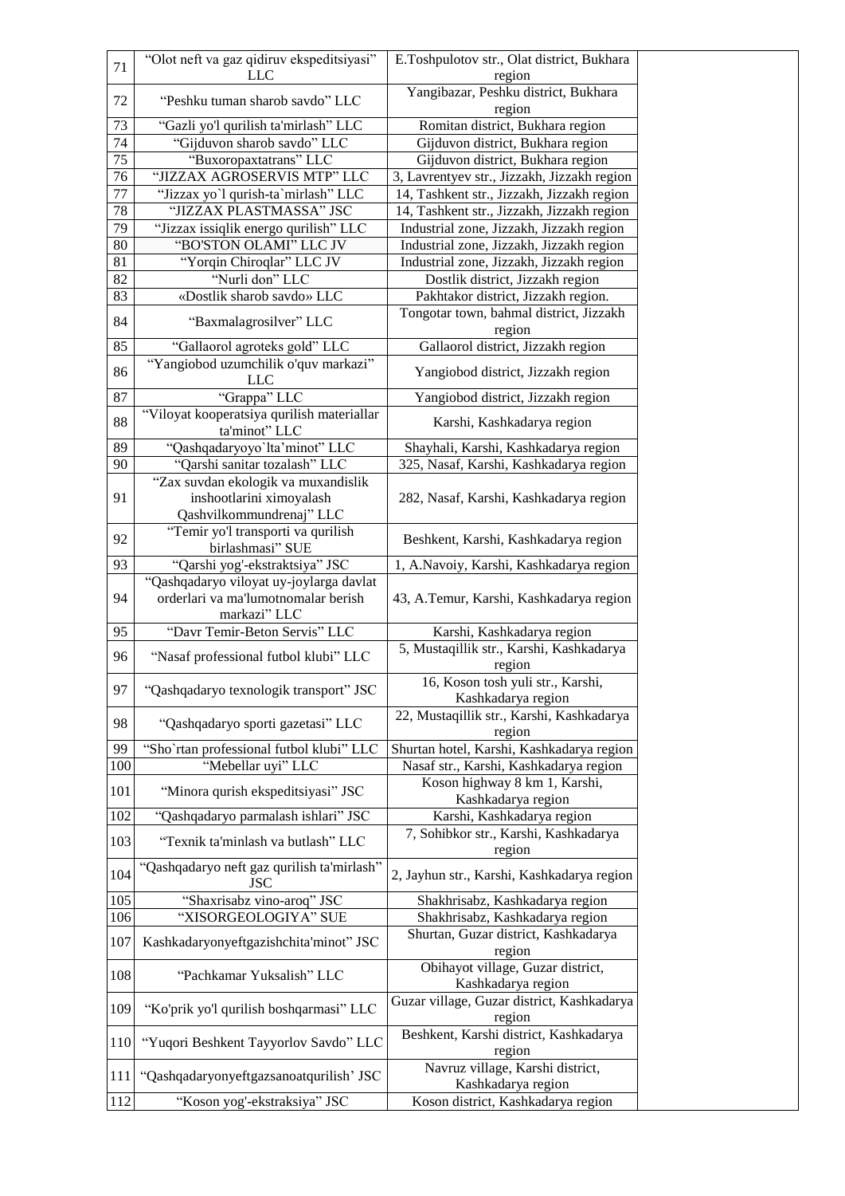| 71 | “Olot neft va gaz qidiruv ekspeditsiyasi” LLC | E.Toshpulotov str., Olat district, Bukhara region | |
|---|---|---|---|
| 72 | “Peshku tuman sharob savdo” LLC | Yangibazar, Peshku district, Bukhara region | |
| 73 | “Gazli yo'l qurilish ta'mirlash” LLC | Romitan district, Bukhara region | |
| 74 | “Gijduvon sharob savdo” LLC | Gijduvon district, Bukhara region | |
| 75 | “Buxoropaxtatrans” LLC | Gijduvon district, Bukhara region | |
| 76 | “JIZZAX AGROSERVIS MTP” LLC | 3, Lavrentyev str., Jizzakh, Jizzakh region | |
| 77 | “Jizzax yo`l qurish-ta`mirlash” LLC | 14, Tashkent str., Jizzakh, Jizzakh region | |
| 78 | “JIZZAX PLASTMASSA” JSC | 14, Tashkent str., Jizzakh, Jizzakh region | |
| 79 | “Jizzax issiqlik energo qurilish” LLC | Industrial zone, Jizzakh, Jizzakh region | |
| 80 | “BO'STON OLAMI” LLC JV | Industrial zone, Jizzakh, Jizzakh region | |
| 81 | “Yorqin Chiroqlar” LLC JV | Industrial zone, Jizzakh, Jizzakh region | |
| 82 | “Nurli don” LLC | Dostlik district, Jizzakh region | |
| 83 | «Dostlik sharob savdo» LLC | Pakhtakor district, Jizzakh region. | |
| 84 | “Baxmalagrosilver” LLC | Tongotar town, bahmal district, Jizzakh region | |
| 85 | “Gallaorol agroteks gold” LLC | Gallaorol district, Jizzakh region | |
| 86 | “Yangiobod uzumchilik o'quv markazi” LLC | Yangiobod district, Jizzakh region | |
| 87 | “Grappa” LLC | Yangiobod district, Jizzakh region | |
| 88 | “Viloyat kooperatsiya qurilish materiallar ta'minot” LLC | Karshi, Kashkadarya region | |
| 89 | “Qashqadaryoyo`lta’minot” LLC | Shayhali, Karshi, Kashkadarya region | |
| 90 | “Qarshi sanitar tozalash” LLC | 325, Nasaf, Karshi, Kashkadarya region | |
| 91 | “Zax suvdan ekologik va muxandislik inshootlarini ximoyalash Qashvilkommundrenaj” LLC | 282, Nasaf, Karshi, Kashkadarya region | |
| 92 | “Temir yo'l transporti va qurilish birlashmasi” SUE | Beshkent, Karshi, Kashkadarya region | |
| 93 | “Qarshi yog'-ekstraktsiya” JSC | 1, A.Navoiy, Karshi, Kashkadarya region | |
| 94 | “Qashqadaryo viloyat uy-joylarga davlat orderlari va ma'lumotnomalar berish markazi” LLC | 43, A.Temur, Karshi, Kashkadarya region | |
| 95 | “Davr Temir-Beton Servis” LLC | Karshi, Kashkadarya region | |
| 96 | “Nasaf professional futbol klubi” LLC | 5, Mustaqillik str., Karshi, Kashkadarya region | |
| 97 | “Qashqadaryo texnologik transport” JSC | 16, Koson tosh yuli str., Karshi, Kashkadarya region | |
| 98 | “Qashqadaryo sporti gazetasi” LLC | 22, Mustaqillik str., Karshi, Kashkadarya region | |
| 99 | “Sho`rtan professional futbol klubi” LLC | Shurtan hotel, Karshi, Kashkadarya region | |
| 100 | “Mebellar uyi” LLC | Nasaf str., Karshi, Kashkadarya region | |
| 101 | “Minora qurish ekspeditsiyasi” JSC | Koson highway 8 km 1, Karshi, Kashkadarya region | |
| 102 | “Qashqadaryo parmalash ishlari” JSC | Karshi, Kashkadarya region | |
| 103 | “Texnik ta'minlash va butlash” LLC | 7, Sohibkor str., Karshi, Kashkadarya region | |
| 104 | “Qashqadaryo neft gaz qurilish ta'mirlash” JSC | 2, Jayhun str., Karshi, Kashkadarya region | |
| 105 | “Shaxrisabz vino-aroq” JSC | Shakhrisabz, Kashkadarya region | |
| 106 | “XISORGEOLOGIYA” SUE | Shakhrisabz, Kashkadarya region | |
| 107 | Kashkadaryonyeftgazishchita'minot” JSC | Shurtan, Guzar district, Kashkadarya region | |
| 108 | “Pachkamar Yuksalish” LLC | Obihayot village, Guzar district, Kashkadarya region | |
| 109 | “Ko'prik yo'l qurilish boshqarmasi” LLC | Guzar village, Guzar district, Kashkadarya region | |
| 110 | “Yuqori Beshkent Tayyorlov Savdo” LLC | Beshkent, Karshi district, Kashkadarya region | |
| 111 | “Qashqadaryonyeftgazsanoatqurilish’ JSC | Navruz village, Karshi district, Kashkadarya region | |
| 112 | “Koson yog'-ekstraksiya” JSC | Koson district, Kashkadarya region | |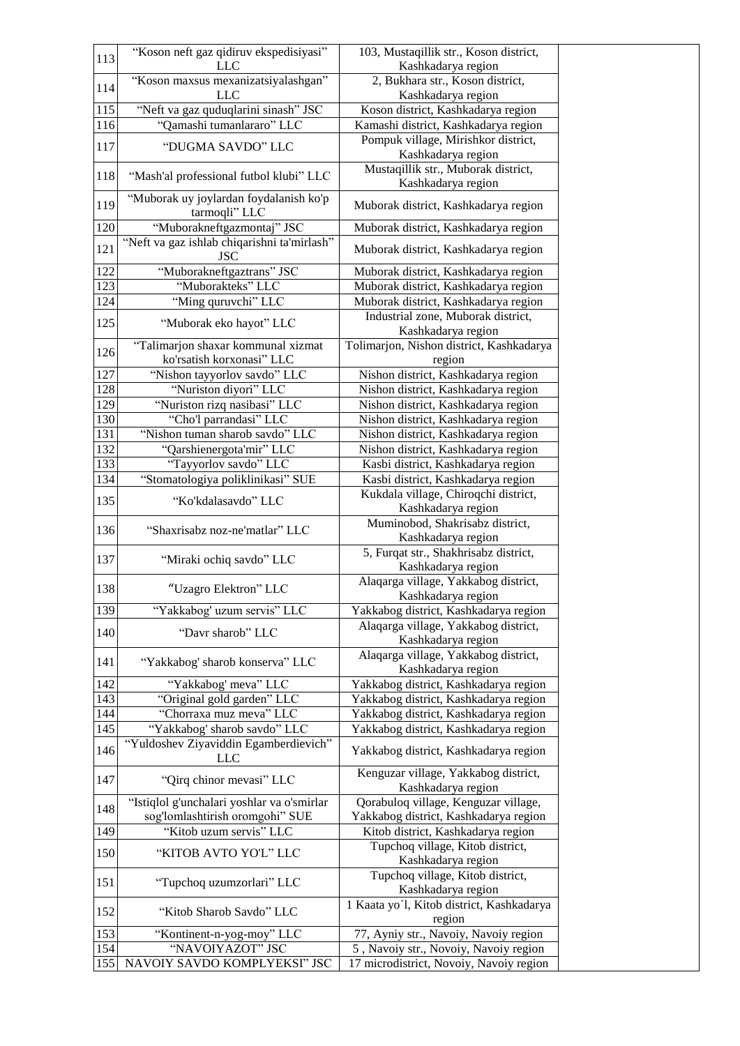| | | | |
|---|---|---|---|
| 113 | "Koson neft gaz qidiruv ekspedisiyasi" LLC | 103, Mustaqillik str., Koson district, Kashkadarya region | |
| 114 | "Koson maxsus mexanizatsiyalashgan" LLC | 2, Bukhara str., Koson district, Kashkadarya region | |
| 115 | "Neft va gaz quduqlarini sinash" JSC | Koson district, Kashkadarya region | |
| 116 | "Qamashi tumanlararo" LLC | Kamashi district, Kashkadarya region | |
| 117 | "DUGMA SAVDO" LLC | Pompuk village, Mirishkor district, Kashkadarya region | |
| 118 | "Mash'al professional futbol klubi" LLC | Mustaqillik str., Muborak district, Kashkadarya region | |
| 119 | "Muborak uy joylardan foydalanish ko'p tarmoqli" LLC | Muborak district, Kashkadarya region | |
| 120 | "Muborakneftgazmontaj" JSC | Muborak district, Kashkadarya region | |
| 121 | "Neft va gaz ishlab chiqarishni ta'mirlash" JSC | Muborak district, Kashkadarya region | |
| 122 | "Muborakneftgaztrans" JSC | Muborak district, Kashkadarya region | |
| 123 | "Muborakteks" LLC | Muborak district, Kashkadarya region | |
| 124 | "Ming quruvchi" LLC | Muborak district, Kashkadarya region | |
| 125 | "Muborak eko hayot" LLC | Industrial zone, Muborak district, Kashkadarya region | |
| 126 | "Talimarjon shaxar kommunal xizmat ko'rsatish korxonasi" LLC | Tolimarjon, Nishon district, Kashkadarya region | |
| 127 | "Nishon tayyorlov savdo" LLC | Nishon district, Kashkadarya region | |
| 128 | "Nuriston diyori" LLC | Nishon district, Kashkadarya region | |
| 129 | "Nuriston rizq nasibasi" LLC | Nishon district, Kashkadarya region | |
| 130 | "Cho'l parrandasi" LLC | Nishon district, Kashkadarya region | |
| 131 | "Nishon tuman sharob savdo" LLC | Nishon district, Kashkadarya region | |
| 132 | "Qarshienergota'mir" LLC | Nishon district, Kashkadarya region | |
| 133 | "Tayyorlov savdo" LLC | Kasbi district, Kashkadarya region | |
| 134 | "Stomatologiya poliklinikasi" SUE | Kasbi district, Kashkadarya region | |
| 135 | "Ko'kdalasavdo" LLC | Kukdala village, Chiroqchi district, Kashkadarya region | |
| 136 | "Shaxrisabz noz-ne'matlar" LLC | Muminobod, Shakrisabz district, Kashkadarya region | |
| 137 | "Miraki ochiq savdo" LLC | 5, Furqat str., Shakhrisabz district, Kashkadarya region | |
| 138 | "Uzagro Elektron" LLC | Alaqarga village, Yakkabog district, Kashkadarya region | |
| 139 | "Yakkabog' uzum servis" LLC | Yakkabog district, Kashkadarya region | |
| 140 | "Davr sharob" LLC | Alaqarga village, Yakkabog district, Kashkadarya region | |
| 141 | "Yakkabog' sharob konserva" LLC | Alaqarga village, Yakkabog district, Kashkadarya region | |
| 142 | "Yakkabog' meva" LLC | Yakkabog district, Kashkadarya region | |
| 143 | "Original gold garden" LLC | Yakkabog district, Kashkadarya region | |
| 144 | "Chorraxa muz meva" LLC | Yakkabog district, Kashkadarya region | |
| 145 | "Yakkabog' sharob savdo" LLC | Yakkabog district, Kashkadarya region | |
| 146 | "Yuldoshev Ziyaviddin Egamberdievich" LLC | Yakkabog district, Kashkadarya region | |
| 147 | "Qirq chinor mevasi" LLC | Kenguzar village, Yakkabog district, Kashkadarya region | |
| 148 | "Istiqlol g'unchalari yoshlar va o'smirlar sog'lomlashtirish oromgohi" SUE | Qorabuloq village, Kenguzar village, Yakkabog district, Kashkadarya region | |
| 149 | "Kitob uzum servis" LLC | Kitob district, Kashkadarya region | |
| 150 | "KITOB AVTO YO'L" LLC | Tupchoq village, Kitob district, Kashkadarya region | |
| 151 | "Tupchoq uzumzorlari" LLC | Tupchoq village, Kitob district, Kashkadarya region | |
| 152 | "Kitob Sharob Savdo" LLC | 1 Kaata yo`l, Kitob district, Kashkadarya region | |
| 153 | "Kontinent-n-yog-moy" LLC | 77, Ayniy str., Navoiy, Navoiy region | |
| 154 | "NAVOIYAZOT" JSC | 5 , Navoiy str., Novoiy, Navoiy region | |
| 155 | NAVOIY SAVDO KOMPLYEKSI" JSC | 17 microdistrict, Novoiy, Navoiy region | |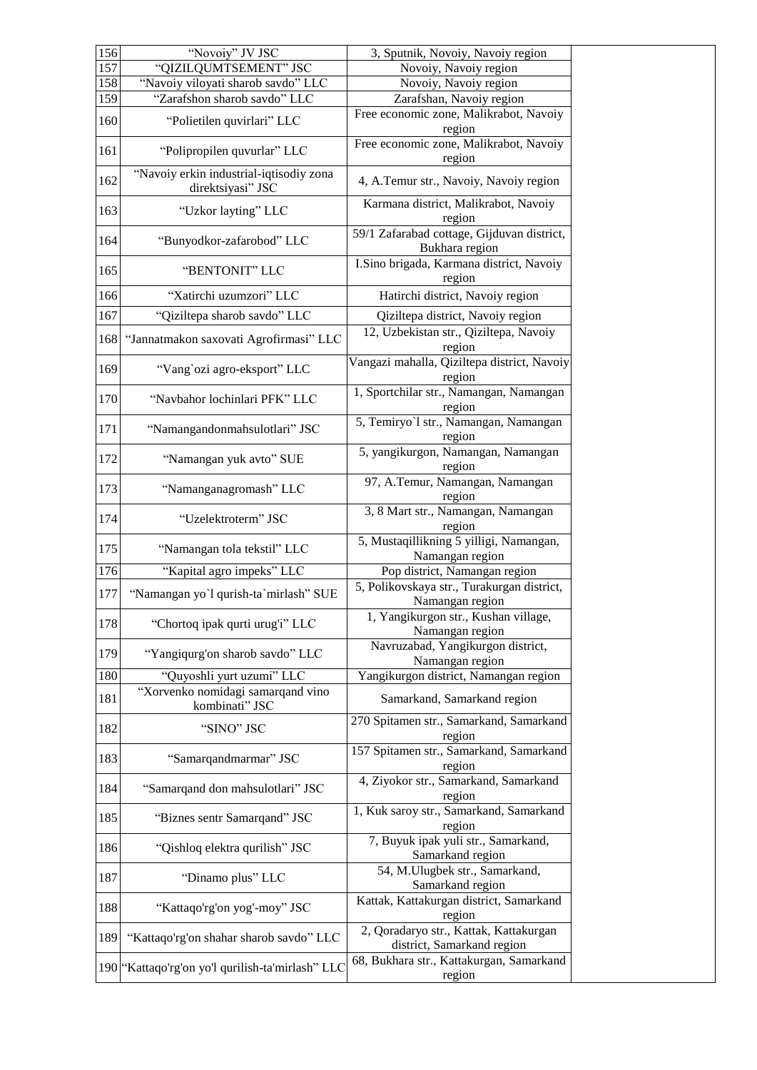| 156 | “Novoiy” JV JSC | 3, Sputnik, Novoiy, Navoiy region | |
|---|---|---|---|
| 157 | “QIZILQUMTSEMENT” JSC | Novoiy, Navoiy region | |
| 158 | “Navoiy viloyati sharob savdo” LLC | Novoiy, Navoiy region | |
| 159 | “Zarafshon sharob savdo” LLC | Zarafshan, Navoiy region | |
| 160 | “Polietilen quvirlari” LLC | Free economic zone, Malikrabot, Navoiy region | |
| 161 | “Polipropilen quvurlar” LLC | Free economic zone, Malikrabot, Navoiy region | |
| 162 | “Navoiy erkin industrial-iqtisodiy zona direktsiyasi” JSC | 4, A.Temur str., Navoiy, Navoiy region | |
| 163 | “Uzkor layting” LLC | Karmana district, Malikrabot, Navoiy region | |
| 164 | “Bunyodkor-zafarobod” LLC | 59/1 Zafarabad cottage, Gijduvan district, Bukhara region | |
| 165 | “BENTONIT” LLC | I.Sino brigada, Karmana district, Navoiy region | |
| 166 | “Xatirchi uzumzori” LLC | Hatirchi district, Navoiy region | |
| 167 | “Qiziltepa sharob savdo” LLC | Qiziltepa district, Navoiy region | |
| 168 | “Jannatmakon saxovati Agrofirmasi” LLC | 12, Uzbekistan str., Qiziltepa, Navoiy region | |
| 169 | “Vang`ozi agro-eksport” LLC | Vangazi mahalla, Qiziltepa district, Navoiy region | |
| 170 | “Navbahor lochinlari PFK” LLC | 1, Sportchilar str., Namangan, Namangan region | |
| 171 | “Namangandonmahsulotlari” JSC | 5, Temiryo`l str., Namangan, Namangan region | |
| 172 | “Namangan yuk avto” SUE | 5, yangikurgon, Namangan, Namangan region | |
| 173 | “Namanganagromash” LLC | 97, A.Temur, Namangan, Namangan region | |
| 174 | “Uzelektroterm” JSC | 3, 8 Mart str., Namangan, Namangan region | |
| 175 | “Namangan tola tekstil” LLC | 5, Mustaqillikning 5 yilligi, Namangan, Namangan region | |
| 176 | “Kapital agro impeks” LLC | Pop district, Namangan region | |
| 177 | “Namangan yo`l qurish-ta`mirlash” SUE | 5, Polikovskaya str., Turakurgan district, Namangan region | |
| 178 | “Chortoq ipak qurti urug'i” LLC | 1, Yangikurgon str., Kushan village, Namangan region | |
| 179 | “Yangiqurg'on sharob savdo” LLC | Navruzabad, Yangikurgon district, Namangan region | |
| 180 | “Quyoshli yurt uzumi” LLC | Yangikurgon district, Namangan region | |
| 181 | “Xorvenko nomidagi samarqand vino kombinati” JSC | Samarkand, Samarkand region | |
| 182 | “SINO” JSC | 270 Spitamen str., Samarkand, Samarkand region | |
| 183 | “Samarqandmarmar” JSC | 157 Spitamen str., Samarkand, Samarkand region | |
| 184 | “Samarqand don mahsulotlari” JSC | 4, Ziyokor str., Samarkand, Samarkand region | |
| 185 | “Biznes sentr Samarqand” JSC | 1, Kuk saroy str., Samarkand, Samarkand region | |
| 186 | “Qishloq elektra qurilish” JSC | 7, Buyuk ipak yuli str., Samarkand, Samarkand region | |
| 187 | “Dinamo plus” LLC | 54, M.Ulugbek str., Samarkand, Samarkand region | |
| 188 | “Kattaqo'rg'on yog'-moy” JSC | Kattak, Kattakurgan district, Samarkand region | |
| 189 | “Kattaqo'rg'on shahar sharob savdo” LLC | 2, Qoradaryo str., Kattak, Kattakurgan district, Samarkand region | |
| 190 | “Kattaqo'rg'on yo'l qurilish-ta'mirlash” LLC | 68, Bukhara str., Kattakurgan, Samarkand region | |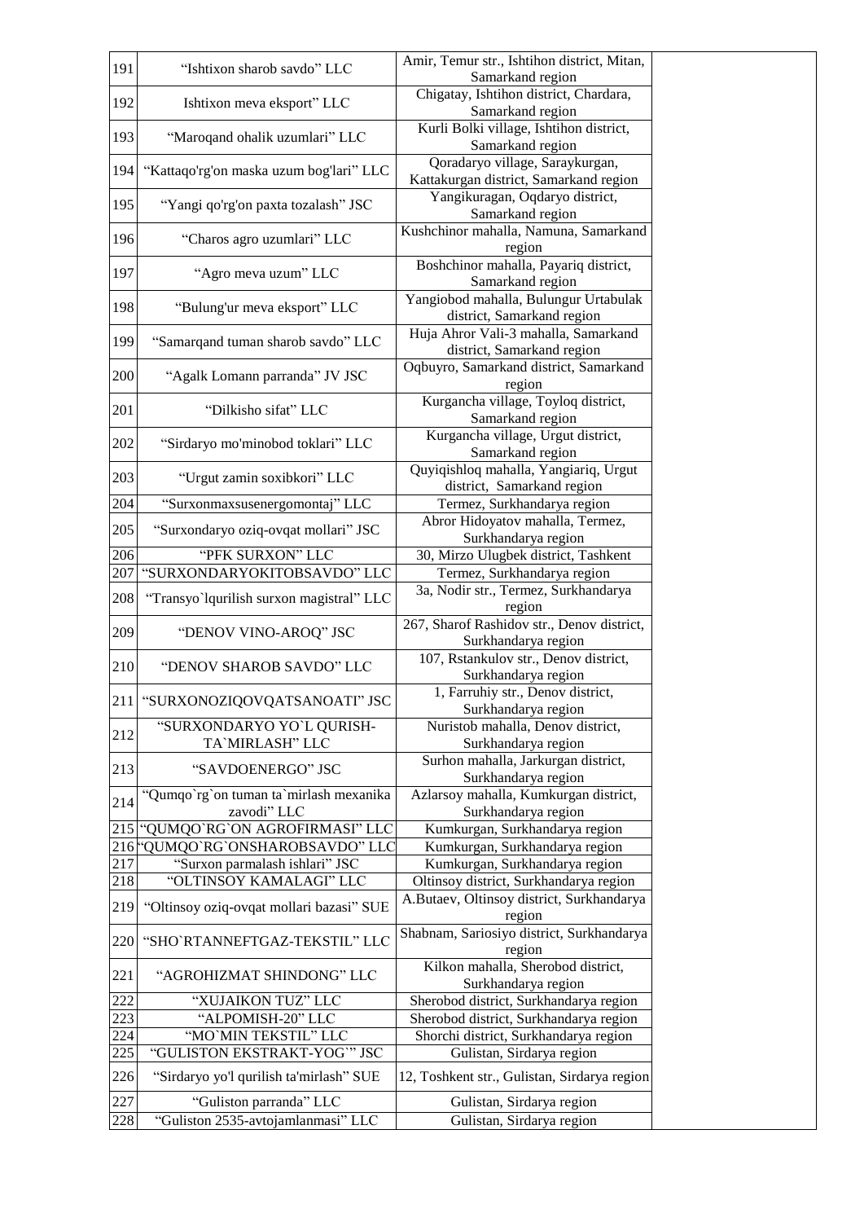| | | | |
|---|---|---|---|
| 191 | “Ishtixon sharob savdo” LLC | Amir, Temur str., Ishtihon district, Mitan, Samarkand region | |
| 192 | Ishtixon meva eksport” LLC | Chigatay, Ishtihon district, Chardara, Samarkand region | |
| 193 | “Maroqand ohalik uzumlari” LLC | Kurli Bolki village, Ishtihon district, Samarkand region | |
| 194 | “Kattaqo'rg'on maska uzum bog'lari” LLC | Qoradaryo village, Saraykurgan, Kattakurgan district, Samarkand region | |
| 195 | “Yangi qo'rg'on paxta tozalash” JSC | Yangikuragan, Oqdaryo district, Samarkand region | |
| 196 | “Charos agro uzumlari” LLC | Kushchinor mahalla, Namuna, Samarkand region | |
| 197 | “Agro meva uzum” LLC | Boshchinor mahalla, Payariq district, Samarkand region | |
| 198 | “Bulung'ur meva eksport” LLC | Yangiobod mahalla, Bulungur Urtabulak district, Samarkand region | |
| 199 | “Samarqand tuman sharob savdo” LLC | Huja Ahror Vali-3 mahalla, Samarkand district, Samarkand region | |
| 200 | “Agalk Lomann parranda” JV JSC | Oqbuyro, Samarkand district, Samarkand region | |
| 201 | “Dilkisho sifat” LLC | Kurgancha village, Toyloq district, Samarkand region | |
| 202 | “Sirdaryo mo'minobod toklari” LLC | Kurgancha village, Urgut district, Samarkand region | |
| 203 | “Urgut zamin soxibkori” LLC | Quyiqishloq mahalla, Yangiariq, Urgut district, Samarkand region | |
| 204 | “Surxonmaxsusenergomontaj” LLC | Termez, Surkhandarya region | |
| 205 | “Surxondaryo oziq-ovqat mollari” JSC | Abror Hidoyatov mahalla, Termez, Surkhandarya region | |
| 206 | “PFK SURXON” LLC | 30, Mirzo Ulugbek district, Tashkent | |
| 207 | “SURXONDARYOKITOBSAVDO” LLC | Termez, Surkhandarya region | |
| 208 | “Transyo`lqurilish surxon magistral” LLC | 3a, Nodir str., Termez, Surkhandarya region | |
| 209 | “DENOV VINO-AROQ” JSC | 267, Sharof Rashidov str., Denov district, Surkhandarya region | |
| 210 | “DENOV SHAROB SAVDO” LLC | 107, Rstankulov str., Denov district, Surkhandarya region | |
| 211 | “SURXONOZIQOVQATSANOATI” JSC | 1, Farruhiy str., Denov district, Surkhandarya region | |
| 212 | “SURXONDARYO YO`L QURISH-TA`MIRLASH” LLC | Nuristob mahalla, Denov district, Surkhandarya region | |
| 213 | “SAVDOENERGO” JSC | Surhon mahalla, Jarkurgan district, Surkhandarya region | |
| 214 | “Qumqo`rg`on tuman ta`mirlash mexanika zavodi” LLC | Azlarsoy mahalla, Kumkurgan district, Surkhandarya region | |
| 215 | “QUMQO`RG`ON AGROFIRMASI” LLC | Kumkurgan, Surkhandarya region | |
| 216 | “QUMQO`RG`ONSHAROBSAVDO” LLC | Kumkurgan, Surkhandarya region | |
| 217 | “Surxon parmalash ishlari” JSC | Kumkurgan, Surkhandarya region | |
| 218 | “OLTINSOY KAMALAGI” LLC | Oltinsoy district, Surkhandarya region | |
| 219 | “Oltinsoy oziq-ovqat mollari bazasi” SUE | A.Butaev, Oltinsoy district, Surkhandarya region | |
| 220 | “SHO`RTANNEFTGAZ-TEKSTIL” LLC | Shabnam, Sariosiyo district, Surkhandarya region | |
| 221 | “AGROHIZMAT SHINDONG” LLC | Kilkon mahalla, Sherobod district, Surkhandarya region | |
| 222 | “XUJAIKON TUZ” LLC | Sherobod district, Surkhandarya region | |
| 223 | “ALPOMISH-20” LLC | Sherobod district, Surkhandarya region | |
| 224 | “MO`MIN TEKSTIL” LLC | Shorchi district, Surkhandarya region | |
| 225 | “GULISTON EKSTRAKT-YOG`” JSC | Gulistan, Sirdarya region | |
| 226 | “Sirdaryo yo'l qurilish ta'mirlash” SUE | 12, Toshkent str., Gulistan, Sirdarya region | |
| 227 | “Guliston parranda” LLC | Gulistan, Sirdarya region | |
| 228 | “Guliston 2535-avtojamlanmasi” LLC | Gulistan, Sirdarya region | |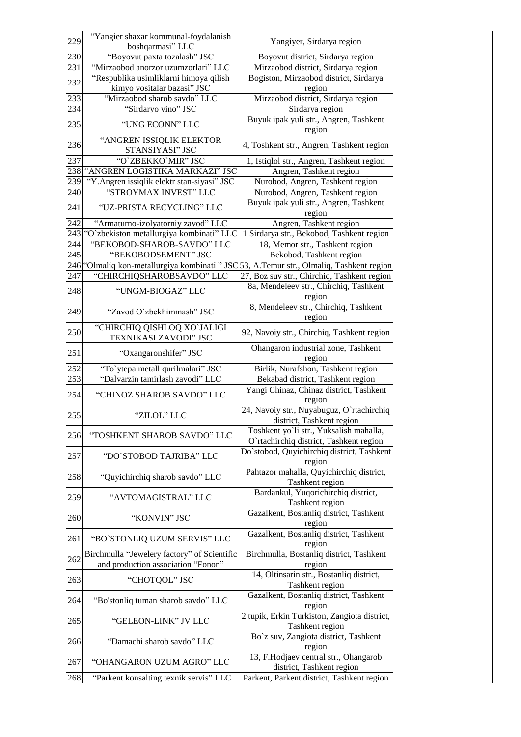| 229 | “Yangier shaxar kommunal-foydalanish boshqarmasi” LLC | Yangiyer, Sirdarya region | |
|---|---|---|---|
| 230 | “Boyovut paxta tozalash” JSC | Boyovut district, Sirdarya region | |
| 231 | “Mirzaobod anorzor uzumzorlari” LLC | Mirzaobod district, Sirdarya region | |
| 232 | “Respublika usimliklarni himoya qilish kimyo vositalar bazasi” JSC | Bogiston, Mirzaobod district, Sirdarya region | |
| 233 | “Mirzaobod sharob savdo” LLC | Mirzaobod district, Sirdarya region | |
| 234 | “Sirdaryo vino” JSC | Sirdarya region | |
| 235 | “UNG ECONN” LLC | Buyuk ipak yuli str., Angren, Tashkent region | |
| 236 | “ANGREN ISSIQLIK ELEKTOR STANSIYASI” JSC | 4, Toshkent str., Angren, Tashkent region | |
| 237 | “O`ZBEKKO`MIR” JSC | 1, Istiqlol str., Angren, Tashkent region | |
| 238 | “ANGREN LOGISTIKA MARKAZI” JSC | Angren, Tashkent region | |
| 239 | “Y.Angren issiqlik elektr stan-siyasi” JSC | Nurobod, Angren, Tashkent region | |
| 240 | “STROYMAX INVEST” LLC | Nurobod, Angren, Tashkent region | |
| 241 | “UZ-PRISTA RECYCLING” LLC | Buyuk ipak yuli str., Angren, Tashkent region | |
| 242 | “Armaturno-izolyatorniy zavod” LLC | Angren, Tashkent region | |
| 243 | “O`zbekiston metallurgiya kombinati” LLC | 1 Sirdarya str., Bekobod, Tashkent region | |
| 244 | “BEKOBOD-SHAROB-SAVDO” LLC | 18, Memor str., Tashkent region | |
| 245 | “BEKOBODSEMENT” JSC | Bekobod, Tashkent region | |
| 246 | “Olmaliq kon-metallurgiya kombinati ” JSC | 53, A.Temur str., Olmaliq, Tashkent region | |
| 247 | “CHIRCHIQSHAROBSAVDO” LLC | 27, Boz suv str., Chirchiq, Tashkent region | |
| 248 | “UNGM-BIOGAZ” LLC | 8a, Mendeleev str., Chirchiq, Tashkent region | |
| 249 | “Zavod O`zbekhimmash” JSC | 8, Mendeleev str., Chirchiq, Tashkent region | |
| 250 | “CHIRCHIQ QISHLOQ XO`JALIGI TEXNIKASI ZAVODI” JSC | 92, Navoiy str., Chirchiq, Tashkent region | |
| 251 | “Oxangaronshifer” JSC | Ohangaron industrial zone, Tashkent region | |
| 252 | “To`ytepa metall qurilmalari” JSC | Birlik, Nurafshon, Tashkent region | |
| 253 | “Dalvarzin tamirlash zavodi” LLC | Bekabad district, Tashkent region | |
| 254 | “CHINOZ SHAROB SAVDO” LLC | Yangi Chinaz, Chinaz district, Tashkent region | |
| 255 | “ZILOL” LLC | 24, Navoiy str., Nuyabuguz, O`rtachirchiq district, Tashkent region | |
| 256 | “TOSHKENT SHAROB SAVDO” LLC | Toshkent yo`li str., Yuksalish mahalla, O`rtachirchiq district, Tashkent region | |
| 257 | “DO`STOBOD TAJRIBA” LLC | Do`stobod, Quyichirchiq district, Tashkent region | |
| 258 | “Quyichirchiq sharob savdo” LLC | Pahtazor mahalla, Quyichirchiq district, Tashkent region | |
| 259 | “AVTOMAGISTRAL” LLC | Bardankul, Yuqorichirchiq district, Tashkent region | |
| 260 | “KONVIN” JSC | Gazalkent, Bostanliq district, Tashkent region | |
| 261 | “BO`STONLIQ UZUM SERVIS” LLC | Gazalkent, Bostanliq district, Tashkent region | |
| 262 | Birchmulla “Jewelery factory” of Scientific and production association “Fonon” | Birchmulla, Bostanliq district, Tashkent region | |
| 263 | “CHOTQOL” JSC | 14, Oltinsarin str., Bostanliq district, Tashkent region | |
| 264 | “Bo'stonliq tuman sharob savdo” LLC | Gazalkent, Bostanliq district, Tashkent region | |
| 265 | “GELEON-LINK” JV LLC | 2 tupik, Erkin Turkiston, Zangiota district, Tashkent region | |
| 266 | “Damachi sharob savdo” LLC | Bo`z suv, Zangiota district, Tashkent region | |
| 267 | “OHANGARON UZUM AGRO” LLC | 13, F.Hodjaev central str., Ohangarob district, Tashkent region | |
| 268 | “Parkent konsalting texnik servis” LLC | Parkent, Parkent district, Tashkent region | |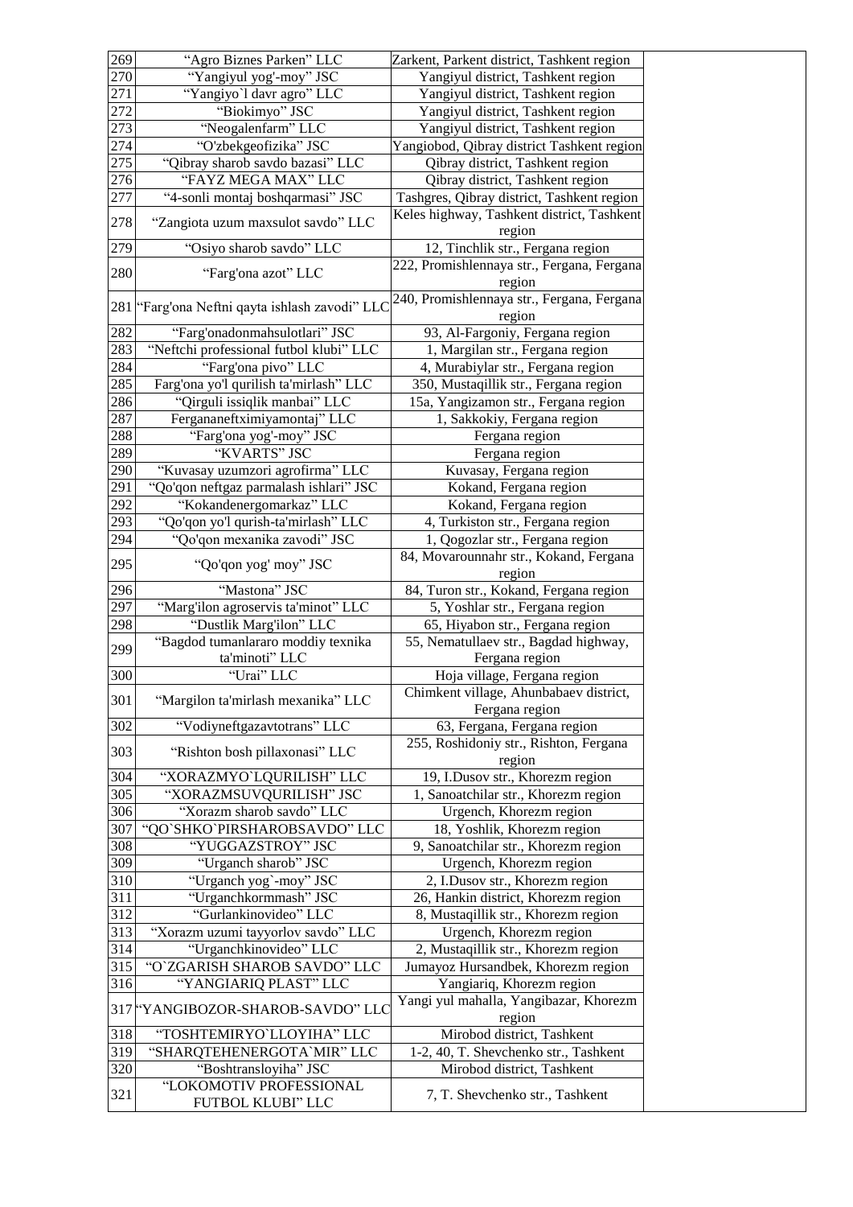| 269 | “Agro Biznes Parken” LLC | Zarkent, Parkent district, Tashkent region | |
|---|---|---|---|
| 270 | “Yangiyul yog'-moy” JSC | Yangiyul district, Tashkent region | |
| 271 | “Yangiyo`l davr agro” LLC | Yangiyul district, Tashkent region | |
| 272 | “Biokimyo” JSC | Yangiyul district, Tashkent region | |
| 273 | “Neogalenfarm” LLC | Yangiyul district, Tashkent region | |
| 274 | “O'zbekgeofizika” JSC | Yangiobod, Qibray district Tashkent region | |
| 275 | “Qibray sharob savdo bazasi” LLC | Qibray district, Tashkent region | |
| 276 | “FAYZ MEGA MAX” LLC | Qibray district, Tashkent region | |
| 277 | “4-sonli montaj boshqarmasi” JSC | Tashgres, Qibray district, Tashkent region | |
| 278 | “Zangiota uzum maxsulot savdo” LLC | Keles highway, Tashkent district, Tashkent region | |
| 279 | “Osiyo sharob savdo” LLC | 12, Tinchlik str., Fergana region | |
| 280 | “Farg'ona azot” LLC | 222, Promishlennaya str., Fergana, Fergana region | |
| 281 | “Farg'ona Neftni qayta ishlash zavodi” LLC | 240, Promishlennaya str., Fergana, Fergana region | |
| 282 | “Farg'onadonmahsulotlari” JSC | 93, Al-Fargoniy, Fergana region | |
| 283 | “Neftchi professional futbol klubi” LLC | 1, Margilan str., Fergana region | |
| 284 | “Farg'ona pivo” LLC | 4, Murabiylar str., Fergana region | |
| 285 | Farg'ona yo'l qurilish ta'mirlash” LLC | 350, Mustaqillik str., Fergana region | |
| 286 | “Qirguli issiqlik manbai” LLC | 15a, Yangizamon str., Fergana region | |
| 287 | Fergananeftximiyamontaj” LLC | 1, Sakkokiy, Fergana region | |
| 288 | “Farg'ona yog'-moy” JSC | Fergana region | |
| 289 | “KVARTS” JSC | Fergana region | |
| 290 | “Kuvasay uzumzori agrofirma” LLC | Kuvasay, Fergana region | |
| 291 | “Qo'qon neftgaz parmalash ishlari” JSC | Kokand, Fergana region | |
| 292 | “Kokandenergomarkaz” LLC | Kokand, Fergana region | |
| 293 | “Qo'qon yo'l qurish-ta'mirlash” LLC | 4, Turkiston str., Fergana region | |
| 294 | “Qo'qon mexanika zavodi” JSC | 1, Qogozlar str., Fergana region | |
| 295 | “Qo'qon yog' moy” JSC | 84, Movarounnahr str., Kokand, Fergana region | |
| 296 | “Mastona” JSC | 84, Turon str., Kokand, Fergana region | |
| 297 | “Marg'ilon agroservis ta'minot” LLC | 5, Yoshlar str., Fergana region | |
| 298 | “Dustlik Marg'ilon” LLC | 65, Hiyabon str., Fergana region | |
| 299 | “Bagdod tumanlararo moddiy texnika ta'minoti” LLC | 55, Nematullaev str., Bagdad highway, Fergana region | |
| 300 | “Urai” LLC | Hoja village, Fergana region | |
| 301 | “Margilon ta'mirlash mexanika” LLC | Chimkent village, Ahunbabaev district, Fergana region | |
| 302 | “Vodiyneftgazavtotrans” LLC | 63, Fergana, Fergana region | |
| 303 | “Rishton bosh pillaxonasi” LLC | 255, Roshidoniy str., Rishton, Fergana region | |
| 304 | “XORAZMYO`LQURILISH” LLC | 19, I.Dusov str., Khorezm region | |
| 305 | “XORAZMSUVQURILISH” JSC | 1, Sanoatchilar str., Khorezm region | |
| 306 | “Xorazm sharob savdo” LLC | Urgench, Khorezm region | |
| 307 | “QO`SHKO`PIRSHAROBSAVDO” LLC | 18, Yoshlik, Khorezm region | |
| 308 | “YUGGAZSTROY” JSC | 9, Sanoatchilar str., Khorezm region | |
| 309 | “Urganch sharob” JSC | Urgench, Khorezm region | |
| 310 | “Urganch yog`-moy” JSC | 2, I.Dusov str., Khorezm region | |
| 311 | “Urganchkormmash” JSC | 26, Hankin district, Khorezm region | |
| 312 | “Gurlankinovideo” LLC | 8, Mustaqillik str., Khorezm region | |
| 313 | “Xorazm uzumi tayyorlov savdo” LLC | Urgench, Khorezm region | |
| 314 | “Urganchkinovideo” LLC | 2, Mustaqillik str., Khorezm region | |
| 315 | “O`ZGARISH SHAROB SAVDO” LLC | Jumayoz Hursandbek, Khorezm region | |
| 316 | “YANGIARIQ PLAST” LLC | Yangiariq, Khorezm region | |
| 317 | “YANGIBOZOR-SHAROB-SAVDO” LLC | Yangi yul mahalla, Yangibazar, Khorezm region | |
| 318 | “TOSHTEMIRYO`LLOYIHA” LLC | Mirobod district, Tashkent | |
| 319 | “SHARQTEHENERGOTA`MIR” LLC | 1-2, 40, T. Shevchenko str., Tashkent | |
| 320 | “Boshtransloyiha” JSC | Mirobod district, Tashkent | |
| 321 | “LOKOMOTIV PROFESSIONAL FUTBOL KLUBI” LLC | 7, T. Shevchenko str., Tashkent | |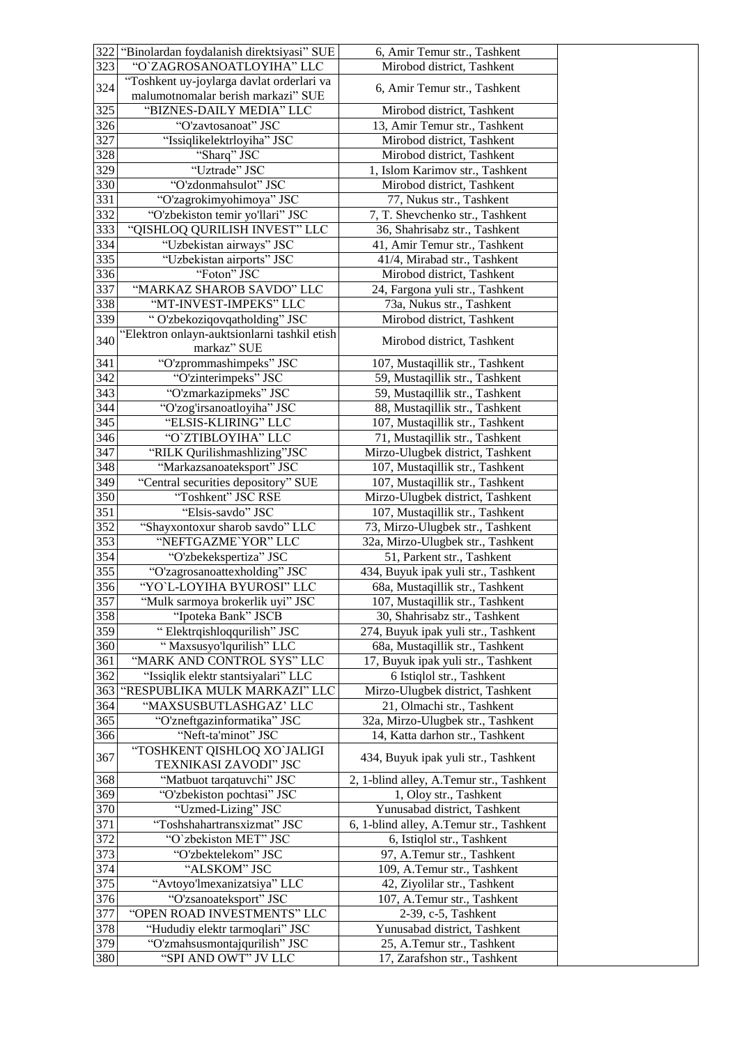| | | | |
|---|---|---|---|
| 322 | "Binolardan foydalanish direktsiyasi" SUE | 6, Amir Temur str., Tashkent | |
| 323 | "O`ZAGROSANOATLOYIHA" LLC | Mirobod district, Tashkent | |
| 324 | "Toshkent uy-joylarga davlat orderlari va malumotnomalar berish markazi" SUE | 6, Amir Temur str., Tashkent | |
| 325 | "BIZNES-DAILY MEDIA" LLC | Mirobod district, Tashkent | |
| 326 | "O'zavtosanoat" JSC | 13, Amir Temur str., Tashkent | |
| 327 | "Issiqlikelektrloyiha" JSC | Mirobod district, Tashkent | |
| 328 | "Sharq" JSC | Mirobod district, Tashkent | |
| 329 | "Uztrade" JSC | 1, Islom Karimov str., Tashkent | |
| 330 | "O'zdonmahsulot" JSC | Mirobod district, Tashkent | |
| 331 | "O'zagrokimyohimoya" JSC | 77, Nukus str., Tashkent | |
| 332 | "O'zbekiston temir yo'llari" JSC | 7, T. Shevchenko str., Tashkent | |
| 333 | "QISHLOQ QURILISH INVEST" LLC | 36, Shahrisabz str., Tashkent | |
| 334 | "Uzbekistan airways" JSC | 41, Amir Temur str., Tashkent | |
| 335 | "Uzbekistan airports" JSC | 41/4, Mirabad str., Tashkent | |
| 336 | "Foton" JSC | Mirobod district, Tashkent | |
| 337 | "MARKAZ SHAROB SAVDO" LLC | 24, Fargona yuli str., Tashkent | |
| 338 | "MT-INVEST-IMPEKS" LLC | 73a, Nukus str., Tashkent | |
| 339 | " O'zbekoziqovqatholding" JSC | Mirobod district, Tashkent | |
| 340 | "Elektron onlayn-auktsionlarni tashkil etish markaz" SUE | Mirobod district, Tashkent | |
| 341 | "O'zprommashimpeks" JSC | 107, Mustaqillik str., Tashkent | |
| 342 | "O'zinterimpeks" JSC | 59, Mustaqillik str., Tashkent | |
| 343 | "O'zmarkazipmeks" JSC | 59, Mustaqillik str., Tashkent | |
| 344 | "O'zog'irsanoatloyiha" JSC | 88, Mustaqillik str., Tashkent | |
| 345 | "ELSIS-KLIRING" LLC | 107, Mustaqillik str., Tashkent | |
| 346 | "O`ZTIBLOYIHA" LLC | 71, Mustaqillik str., Tashkent | |
| 347 | "RILK Qurilishmashlizing"JSC | Mirzo-Ulugbek district, Tashkent | |
| 348 | "Markazsanoateksport" JSC | 107, Mustaqillik str., Tashkent | |
| 349 | "Central securities depository" SUE | 107, Mustaqillik str., Tashkent | |
| 350 | "Toshkent" JSC RSE | Mirzo-Ulugbek district, Tashkent | |
| 351 | "Elsis-savdo" JSC | 107, Mustaqillik str., Tashkent | |
| 352 | "Shayxontoxur sharob savdo" LLC | 73, Mirzo-Ulugbek str., Tashkent | |
| 353 | "NEFTGAZME`YOR" LLC | 32a, Mirzo-Ulugbek str., Tashkent | |
| 354 | "O'zbekekspertiza" JSC | 51, Parkent str., Tashkent | |
| 355 | "O'zagrosanoattexholding" JSC | 434, Buyuk ipak yuli str., Tashkent | |
| 356 | "YO`L-LOYIHA BYUROSI" LLC | 68a, Mustaqillik str., Tashkent | |
| 357 | "Mulk sarmoya brokerlik uyi" JSC | 107, Mustaqillik str., Tashkent | |
| 358 | "Ipoteka Bank" JSCB | 30, Shahrisabz str., Tashkent | |
| 359 | " Elektrqishloqqurilish" JSC | 274, Buyuk ipak yuli str., Tashkent | |
| 360 | " Maxsusyo'lqurilish" LLC | 68a, Mustaqillik str., Tashkent | |
| 361 | "MARK AND CONTROL SYS" LLC | 17, Buyuk ipak yuli str., Tashkent | |
| 362 | "Issiqlik elektr stantsiyalari" LLC | 6 Istiqlol str., Tashkent | |
| 363 | "RESPUBLIKA MULK MARKAZI" LLC | Mirzo-Ulugbek district, Tashkent | |
| 364 | "MAXSUSBUTLASHGAZ' LLC | 21, Olmachi str., Tashkent | |
| 365 | "O'zneftgazinformatika" JSC | 32a, Mirzo-Ulugbek str., Tashkent | |
| 366 | "Neft-ta'minot" JSC | 14, Katta darhon str., Tashkent | |
| 367 | "TOSHKENT QISHLOQ XO`JALIGI TEXNIKASI ZAVODI" JSC | 434, Buyuk ipak yuli str., Tashkent | |
| 368 | "Matbuot tarqatuvchi" JSC | 2, 1-blind alley, A.Temur str., Tashkent | |
| 369 | "O'zbekiston pochtasi" JSC | 1, Oloy str., Tashkent | |
| 370 | "Uzmed-Lizing" JSC | Yunusabad district, Tashkent | |
| 371 | "Toshshahartransxizmat" JSC | 6, 1-blind alley, A.Temur str., Tashkent | |
| 372 | "O`zbekiston MET" JSC | 6, Istiqlol str., Tashkent | |
| 373 | "O'zbektelekom" JSC | 97, A.Temur str., Tashkent | |
| 374 | "ALSKOM" JSC | 109, A.Temur str., Tashkent | |
| 375 | "Avtoyo'lmexanizatsiya" LLC | 42, Ziyolilar str., Tashkent | |
| 376 | "O'zsanoateksport" JSC | 107, A.Temur str., Tashkent | |
| 377 | "OPEN ROAD INVESTMENTS" LLC | 2-39, c-5, Tashkent | |
| 378 | "Hududiy elektr tarmoqlari" JSC | Yunusabad district, Tashkent | |
| 379 | "O'zmahsusmontajqurilish" JSC | 25, A.Temur str., Tashkent | |
| 380 | "SPI AND OWT" JV LLC | 17, Zarafshon str., Tashkent | |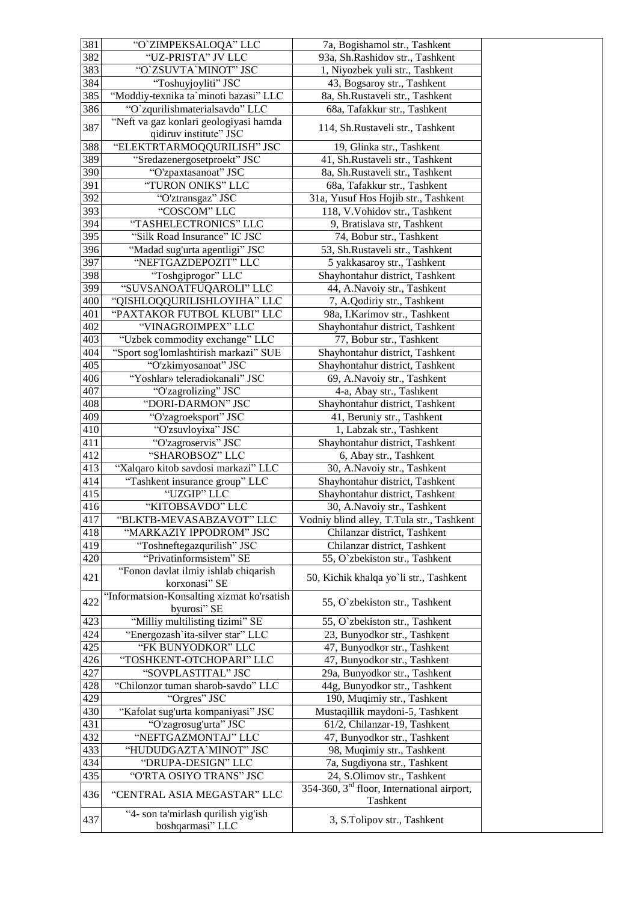| | | | |
|---|---|---|---|
| 381 | "O`ZIMPEKSALOQA" LLC | 7a, Bogishamol str., Tashkent | |
| 382 | "UZ-PRISTA" JV LLC | 93a, Sh.Rashidov str., Tashkent | |
| 383 | "O`ZSUVTA`MINOT" JSC | 1, Niyozbek yuli str., Tashkent | |
| 384 | "Toshuyjoyliti" JSC | 43, Bogsaroy str., Tashkent | |
| 385 | "Moddiy-texnika ta`minoti bazasi" LLC | 8a, Sh.Rustaveli str., Tashkent | |
| 386 | "O`zqurilishmaterialsavdo" LLC | 68a, Tafakkur str., Tashkent | |
| 387 | "Neft va gaz konlari geologiyasi hamda qidiruv institute" JSC | 114, Sh.Rustaveli str., Tashkent | |
| 388 | "ELEKTRTARMOQQURILISH" JSC | 19, Glinka str., Tashkent | |
| 389 | "Sredazenergosetproekt" JSC | 41, Sh.Rustaveli str., Tashkent | |
| 390 | "O'zpaxtasanoat" JSC | 8a, Sh.Rustaveli str., Tashkent | |
| 391 | "TURON ONIKS" LLC | 68a, Tafakkur str., Tashkent | |
| 392 | "O'ztransgaz" JSC | 31a, Yusuf Hos Hojib str., Tashkent | |
| 393 | "COSCOM" LLC | 118, V.Vohidov str., Tashkent | |
| 394 | "TASHELECTRONICS" LLC | 9, Bratislava str, Tashkent | |
| 395 | "Silk Road Insurance" IC JSC | 74, Bobur str., Tashkent | |
| 396 | "Madad sug'urta agentligi" JSC | 53, Sh.Rustaveli str., Tashkent | |
| 397 | "NEFTGAZDEPOZIT" LLC | 5 yakkasaroy str., Tashkent | |
| 398 | "Toshgiprogor" LLC | Shayhontahur district, Tashkent | |
| 399 | "SUVSANOATFUQAROLI" LLC | 44, A.Navoiy str., Tashkent | |
| 400 | "QISHLOQQURILISHLOYIHA" LLC | 7, A.Qodiriy str., Tashkent | |
| 401 | "PAXTAKOR FUTBOL KLUBI" LLC | 98a, I.Karimov str., Tashkent | |
| 402 | "VINAGROIMPEX" LLC | Shayhontahur district, Tashkent | |
| 403 | "Uzbek commodity exchange" LLC | 77, Bobur str., Tashkent | |
| 404 | "Sport sog'lomlashtirish markazi" SUE | Shayhontahur district, Tashkent | |
| 405 | "O'zkimyosanoat" JSC | Shayhontahur district, Tashkent | |
| 406 | "Yoshlar» teleradiokanali" JSC | 69, A.Navoiy str., Tashkent | |
| 407 | "O'zagrolizing" JSC | 4-a, Abay str., Tashkent | |
| 408 | "DORI-DARMON" JSC | Shayhontahur district, Tashkent | |
| 409 | "O'zagroeksport" JSC | 41, Beruniy str., Tashkent | |
| 410 | "O'zsuvloyixa" JSC | 1, Labzak str., Tashkent | |
| 411 | "O'zagroservis" JSC | Shayhontahur district, Tashkent | |
| 412 | "SHAROBSOZ" LLC | 6, Abay str., Tashkent | |
| 413 | "Xalqaro kitob savdosi markazi" LLC | 30, A.Navoiy str., Tashkent | |
| 414 | "Tashkent insurance group" LLC | Shayhontahur district, Tashkent | |
| 415 | "UZGIP" LLC | Shayhontahur district, Tashkent | |
| 416 | "KITOBSAVDO" LLC | 30, A.Navoiy str., Tashkent | |
| 417 | "BLKTB-MEVASABZAVOT" LLC | Vodniy blind alley, T.Tula str., Tashkent | |
| 418 | "MARKAZIY IPPODROM" JSC | Chilanzar district, Tashkent | |
| 419 | "Toshneftegazqurilish" JSC | Chilanzar district, Tashkent | |
| 420 | "Privatinformsistem" SE | 55, O`zbekiston str., Tashkent | |
| 421 | "Fonon davlat ilmiy ishlab chiqarish korxonasi" SE | 50, Kichik khalqa yo`li str., Tashkent | |
| 422 | "Informatsion-Konsalting xizmat ko'rsatish byurosi" SE | 55, O`zbekiston str., Tashkent | |
| 423 | "Milliy multilisting tizimi" SE | 55, O`zbekiston str., Tashkent | |
| 424 | "Energozash`ita-silver star" LLC | 23, Bunyodkor str., Tashkent | |
| 425 | "FK BUNYODKOR" LLC | 47, Bunyodkor str., Tashkent | |
| 426 | "TOSHKENT-OTCHOPARI" LLC | 47, Bunyodkor str., Tashkent | |
| 427 | "SOVPLASTITAL" JSC | 29a, Bunyodkor str., Tashkent | |
| 428 | "Chilonzor tuman sharob-savdo" LLC | 44g, Bunyodkor str., Tashkent | |
| 429 | "Orgres" JSC | 190, Muqimiy str., Tashkent | |
| 430 | "Kafolat sug'urta kompaniyasi" JSC | Mustaqillik maydoni-5, Tashkent | |
| 431 | "O'zagrosug'urta" JSC | 61/2, Chilanzar-19, Tashkent | |
| 432 | "NEFTGAZMONTAJ" LLC | 47, Bunyodkor str., Tashkent | |
| 433 | "HUDUDGAZTA`MINOT" JSC | 98, Muqimiy str., Tashkent | |
| 434 | "DRUPA-DESIGN" LLC | 7a, Sugdiyona str., Tashkent | |
| 435 | "O'RTA OSIYO TRANS" JSC | 24, S.Olimov str., Tashkent | |
| 436 | "CENTRAL ASIA MEGASTAR" LLC | 354-360, 3rd floor, International airport, Tashkent | |
| 437 | "4- son ta'mirlash qurilish yig'ish boshqarmasi" LLC | 3, S.Tolipov str., Tashkent | |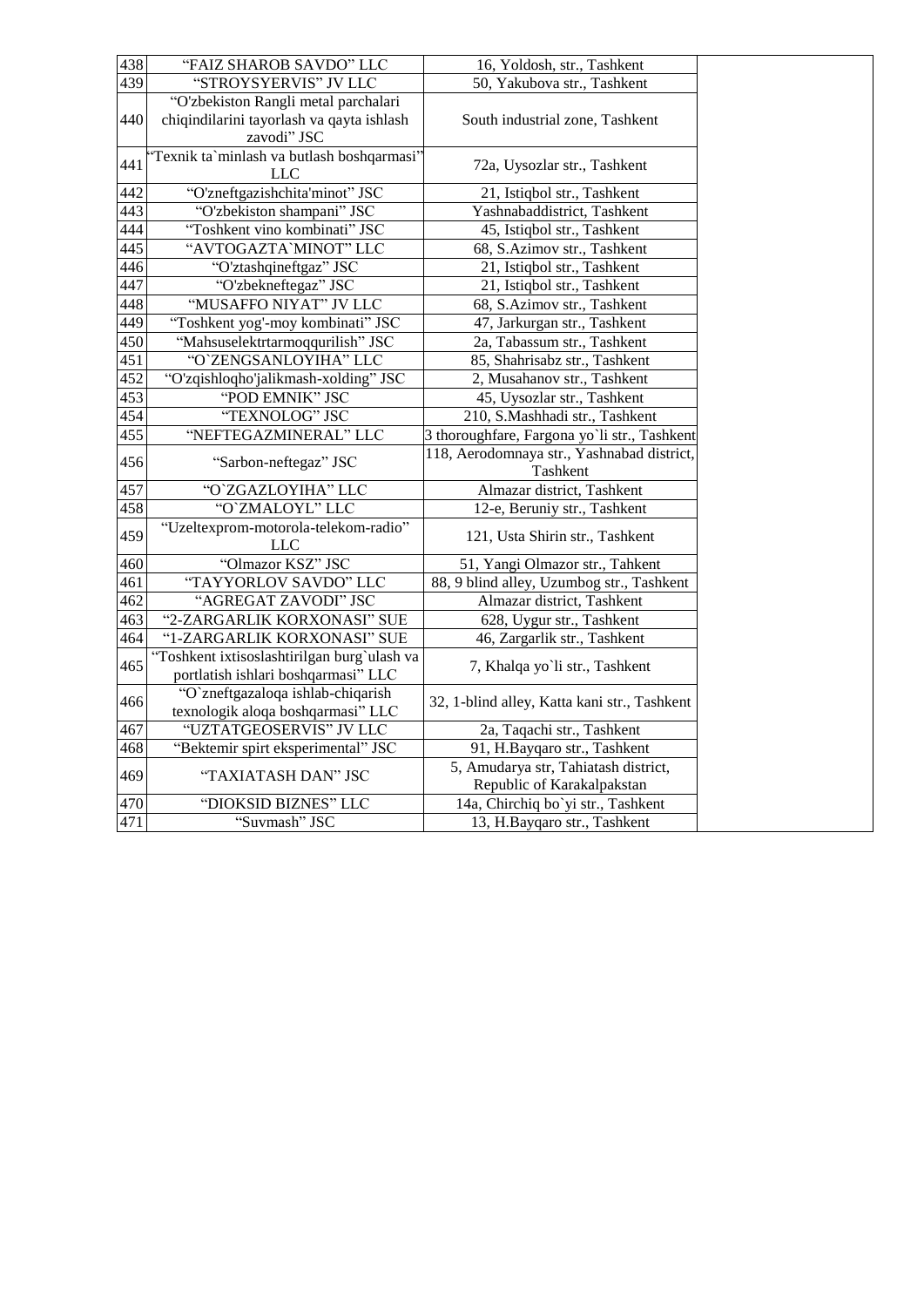| | | | |
|---|---|---|---|
| 438 | "FAIZ SHAROB SAVDO" LLC | 16, Yoldosh, str., Tashkent | |
| 439 | "STROYSYERVIS" JV LLC | 50, Yakubova str., Tashkent | |
| 440 | "O'zbekiston Rangli metal parchalari chiqindilarini tayorlash va qayta ishlash zavodi" JSC | South industrial zone, Tashkent | |
| 441 | "Texnik ta`minlash va butlash boshqarmasi" LLC | 72a, Uysozlar str., Tashkent | |
| 442 | "O'zneftgazishchita'minot" JSC | 21, Istiqbol str., Tashkent | |
| 443 | "O'zbekiston shampani" JSC | Yashnabaddistrict, Tashkent | |
| 444 | "Toshkent vino kombinati" JSC | 45, Istiqbol str., Tashkent | |
| 445 | "AVTOGAZTA`MINOT" LLC | 68, S.Azimov str., Tashkent | |
| 446 | "O'ztashqineftgaz" JSC | 21, Istiqbol str., Tashkent | |
| 447 | "O'zbekneftegaz" JSC | 21, Istiqbol str., Tashkent | |
| 448 | "MUSAFFO NIYAT" JV LLC | 68, S.Azimov str., Tashkent | |
| 449 | "Toshkent yog'-moy kombinati" JSC | 47, Jarkurgan str., Tashkent | |
| 450 | "Mahsuselektrtarmoqqurilish" JSC | 2a, Tabassum str., Tashkent | |
| 451 | "O`ZENGSANLOYIHA" LLC | 85, Shahrisabz str., Tashkent | |
| 452 | "O'zqishloqho'jalikmash-xolding" JSC | 2, Musahanov str., Tashkent | |
| 453 | "POD EMNIK" JSC | 45, Uysozlar str., Tashkent | |
| 454 | "TEXNOLOG" JSC | 210, S.Mashhadi str., Tashkent | |
| 455 | "NEFTEGAZMINERAL" LLC | 3 thoroughfare, Fargona yo`li str., Tashkent | |
| 456 | "Sarbon-neftegaz" JSC | 118, Aerodomnaya str., Yashnabad district, Tashkent | |
| 457 | "O`ZGAZLOYIHA" LLC | Almazar district, Tashkent | |
| 458 | "O`ZMALOYL" LLC | 12-e, Beruniy str., Tashkent | |
| 459 | "Uzeltexprom-motorola-telekom-radio" LLC | 121, Usta Shirin str., Tashkent | |
| 460 | "Olmazor KSZ" JSC | 51, Yangi Olmazor str., Tahkent | |
| 461 | "TAYYORLOV SAVDO" LLC | 88, 9 blind alley, Uzumbog str., Tashkent | |
| 462 | "AGREGAT ZAVODI" JSC | Almazar district, Tashkent | |
| 463 | "2-ZARGARLIK KORXONASI" SUE | 628, Uygur str., Tashkent | |
| 464 | "1-ZARGARLIK KORXONASI" SUE | 46, Zargarlik str., Tashkent | |
| 465 | "Toshkent ixtisoslashtirilgan burg`ulash va portlatish ishlari boshqarmasi" LLC | 7, Khalqa yo`li str., Tashkent | |
| 466 | "O`zneftgazaloqa ishlab-chiqarish texnologik aloqa boshqarmasi" LLC | 32, 1-blind alley, Katta kani str., Tashkent | |
| 467 | "UZTATGEOSERVIS" JV LLC | 2a, Taqachi str., Tashkent | |
| 468 | "Bektemir spirt eksperimental" JSC | 91, H.Bayqaro str., Tashkent | |
| 469 | "TAXIATASH DAN" JSC | 5, Amudarya str, Tahiatash district, Republic of Karakalpakstan | |
| 470 | "DIOKSID BIZNES" LLC | 14a, Chirchiq bo`yi str., Tashkent | |
| 471 | "Suvmash" JSC | 13, H.Bayqaro str., Tashkent | |